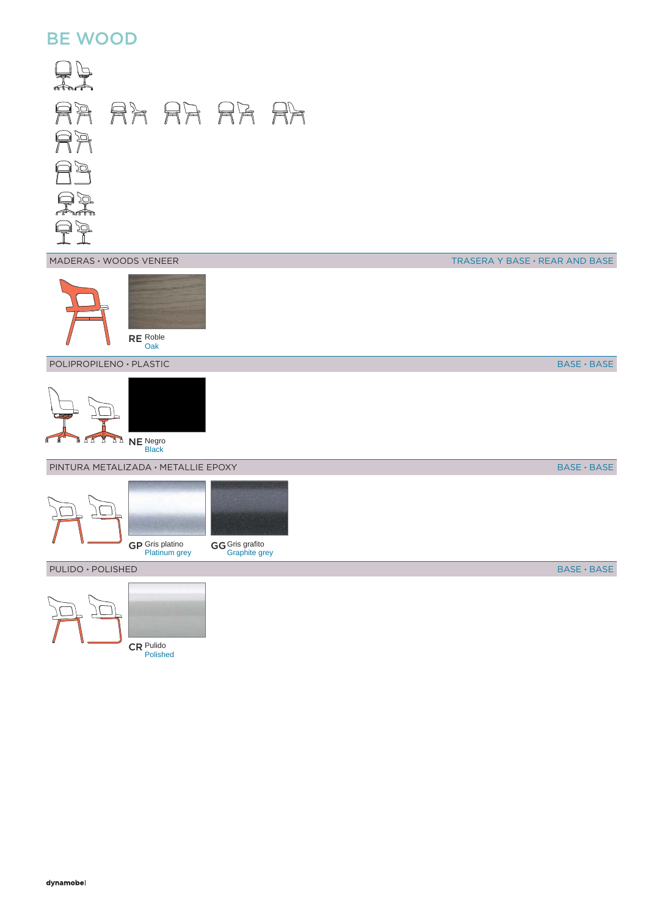# BE WOOD

## MADERAS · WOODS VENEER

TRASERA Y BASE · REAR AND BASE

**RE** Roble
Oak

## POLIPROPILENO · PLASTIC

BASE · BASE

**NE** Negro
Black

## PINTURA METALIZADA · METALLIE EPOXY

BASE · BASE

**GP** Gris platino
Platinum grey

**GG** Gris grafito
Graphite grey

## PULIDO · POLISHED

BASE · BASE

**CR** Pulido
Polished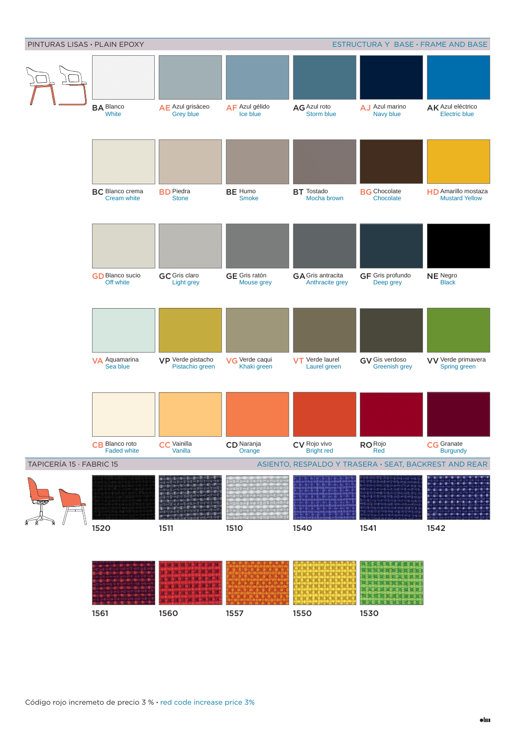## PINTURAS LISAS · PLAIN EPOXY

ESTRUCTURA Y BASE · FRAME AND BASE

| | | | | | |
|---|---|---|---|---|---|
| **BA** Blanco / White | **AE** Azul grisáceo / Grey blue | **AF** Azul gélido / Ice blue | **AG** Azul roto / Storm blue | **AJ** Azul marino / Navy blue | **AK** Azul eléctrico / Electric Yellow |
| **BC** Blanco crema / Cream white | **BD** Piedra / Stone | **BE** Humo / Smoke | **BT** Tostado / Mocha brown | **BG** Chocolate / Chocolate | **HD** Amarillo mostaza / Mustard Yellow |
| **GD** Blanco sucio / Off white | **GC** Gris claro / Light grey | **GE** Gris ratón / Mouse grey | **GA** Gris antracita / Anthracite grey | **GF** Gris profundo / Deep grey | **NE** Negro / Black |
| **VA** Aquamarina / Sea blue | **VP** Verde pistacho / Pistachio green | **VG** Verde caqui / Khaki green | **VT** Verde laurel / Laurel green | **GV** Gis verdoso / Greenish grey | **VV** Verde primavera / Spring green |
| **CB** Blanco roto / Faded white | **CC** Vainilla / Vanilla | **CD** Naranja / Orange | **CV** Rojo vivo / Bright red | **RO** Rojo / Red | **CG** Granate / Burgundy |

## TAPICERÍA 15 · FABRIC 15

ASIENTO, RESPALDO Y TRASERA · SEAT, BACKREST AND REAR

| | | | | | |
|---|---|---|---|---|---|
| 1520 | 1511 | 1510 | 1540 | 1541 | 1542 |
| 1561 | 1560 | 1557 | 1550 | 1530 | |

Código rojo incremeto de precio 3 % · red code increase price 3%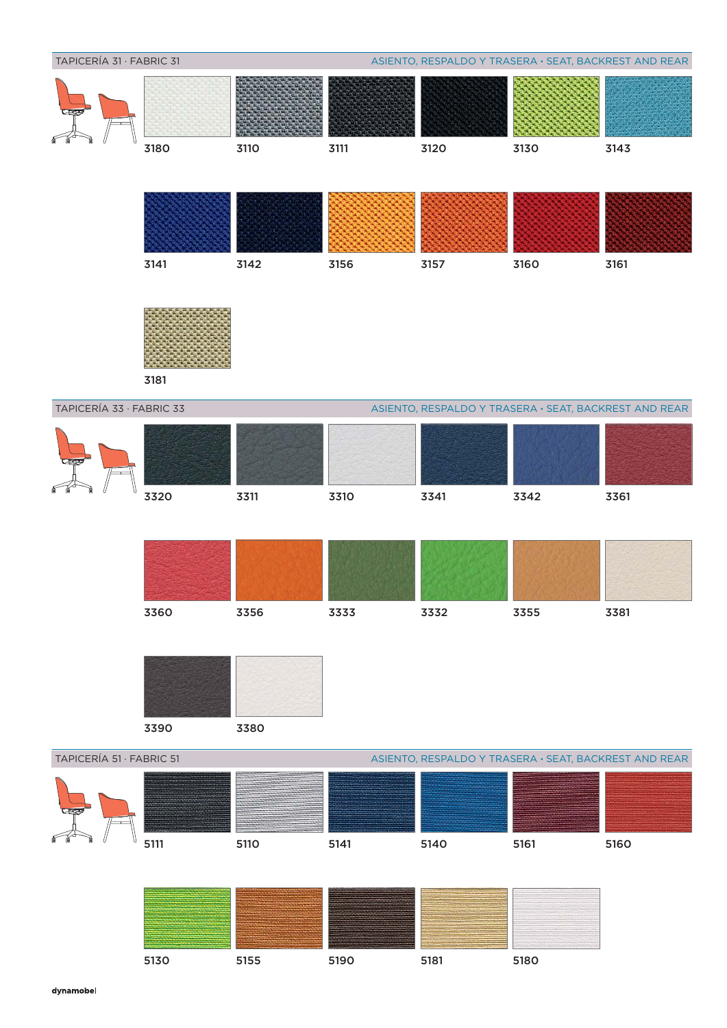## TAPICERÍA 31 · FABRIC 31

ASIENTO, RESPALDO Y TRASERA · SEAT, BACKREST AND REAR

3180 3110 3111 3120 3130 3143

3141 3142 3156 3157 3160 3161

3181

## TAPICERÍA 33 · FABRIC 33

ASIENTO, RESPALDO Y TRASERA · SEAT, BACKREST AND REAR

3320 3311 3310 3341 3342 3361

3360 3356 3333 3332 3355 3381

3390 3380

## TAPICERÍA 51 · FABRIC 51

ASIENTO, RESPALDO Y TRASERA · SEAT, BACKREST AND REAR

5111 5110 5141 5140 5161 5160

5130 5155 5190 5181 5180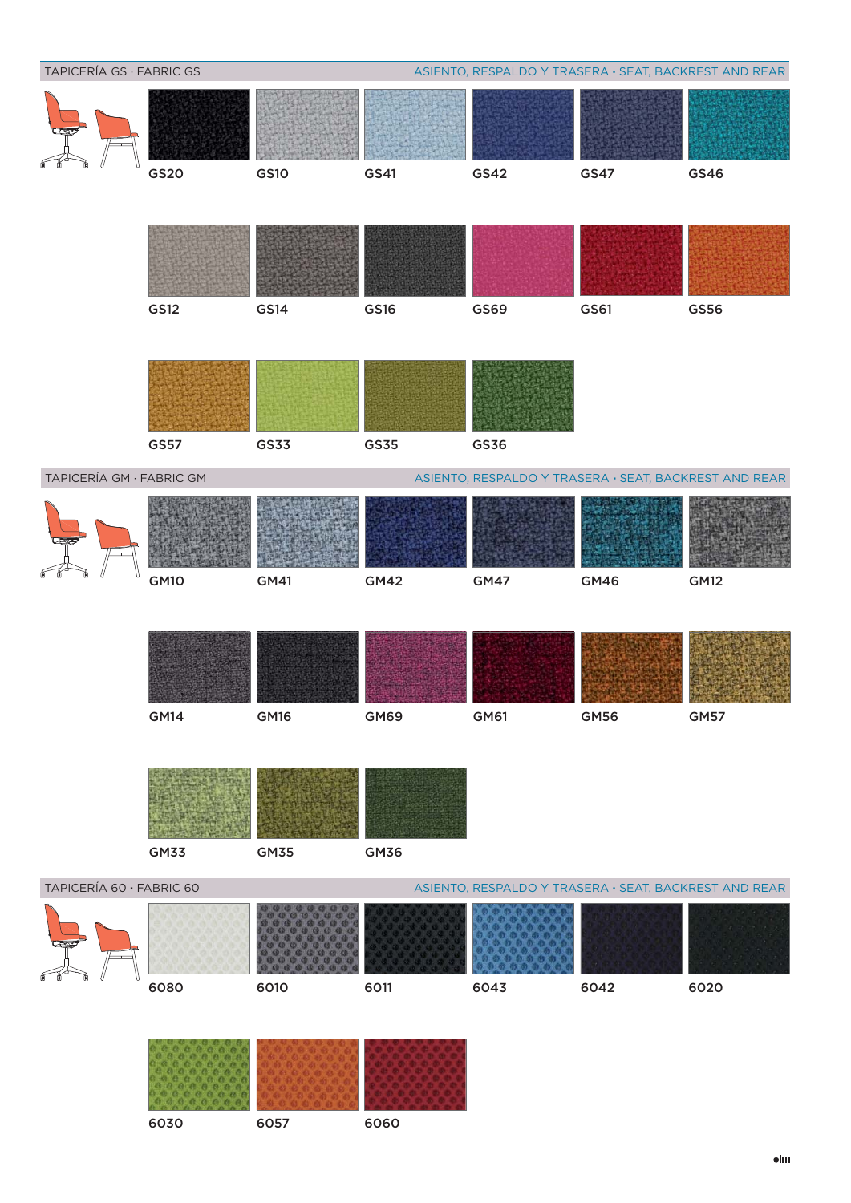## TAPICERÍA GS · FABRIC GS

ASIENTO, RESPALDO Y TRASERA • SEAT, BACKREST AND REAR

GS20 GS10 GS41 GS42 GS47 GS46

GS12 GS14 GS16 GS69 GS61 GS56

GS57 GS33 GS35 GS36

## TAPICERÍA GM · FABRIC GM

ASIENTO, RESPALDO Y TRASERA • SEAT, BACKREST AND REAR

GM10 GM41 GM42 GM47 GM46 GM12

GM14 GM16 GM69 GM61 GM56 GM57

GM33 GM35 GM36

## TAPICERÍA 60 • FABRIC 60

ASIENTO, RESPALDO Y TRASERA • SEAT, BACKREST AND REAR

6080 6010 6011 6043 6042 6020

6030 6057 6060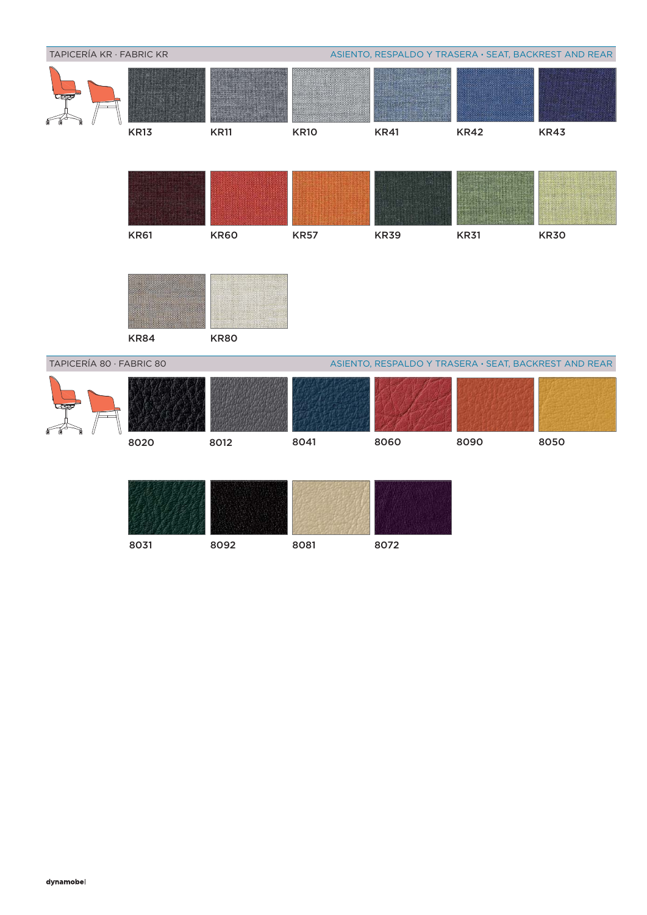## TAPICERÍA KR · FABRIC KR

ASIENTO, RESPALDO Y TRASERA · SEAT, BACKREST AND REAR

KR13 KR11 KR10 KR41 KR42 KR43

KR61 KR60 KR57 KR39 KR31 KR30

KR84 KR80

## TAPICERÍA 80 · FABRIC 80

ASIENTO, RESPALDO Y TRASERA · SEAT, BACKREST AND REAR

8020 8012 8041 8060 8090 8050

8031 8092 8081 8072